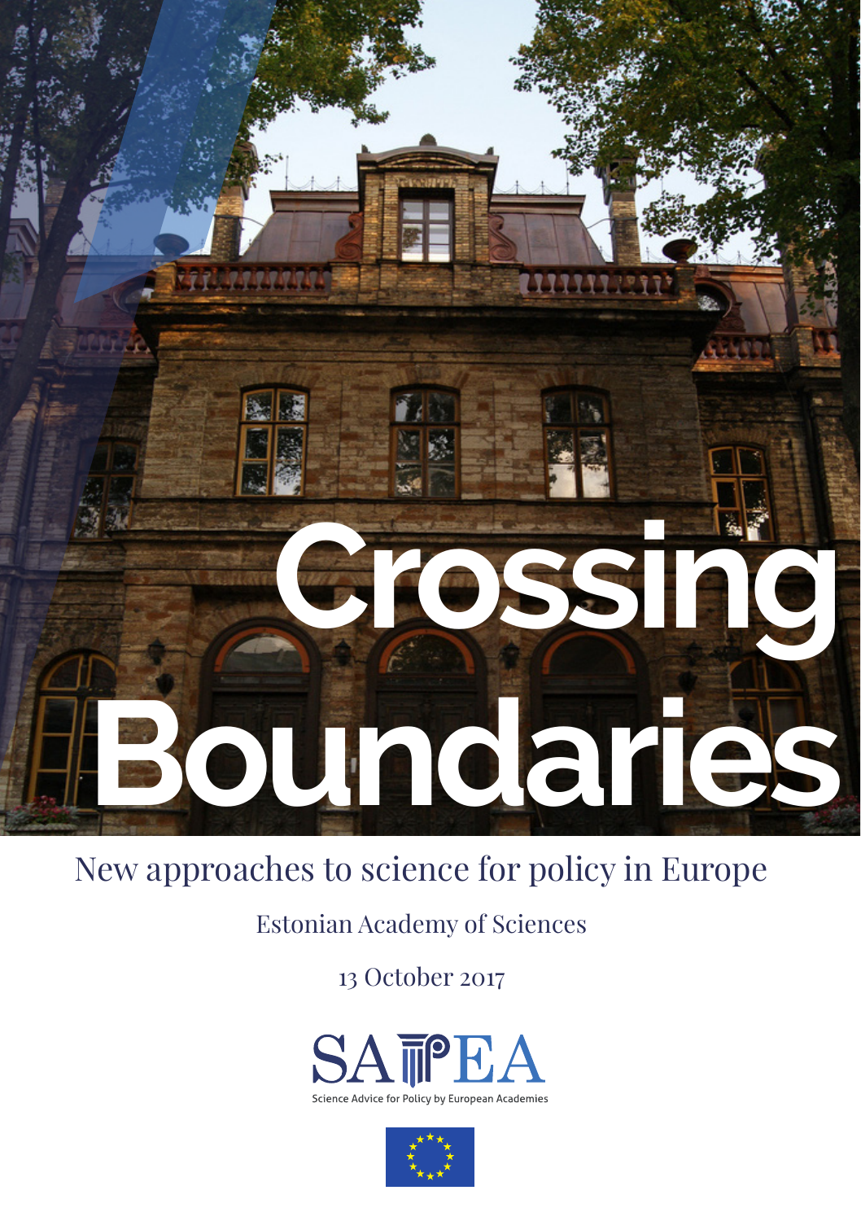# Crossing Boundaries

New approaches to science for policy in Europe

Estonian Academy of Sciences

13 October 2017

SAPEA

Science Advice for Policy by European Academies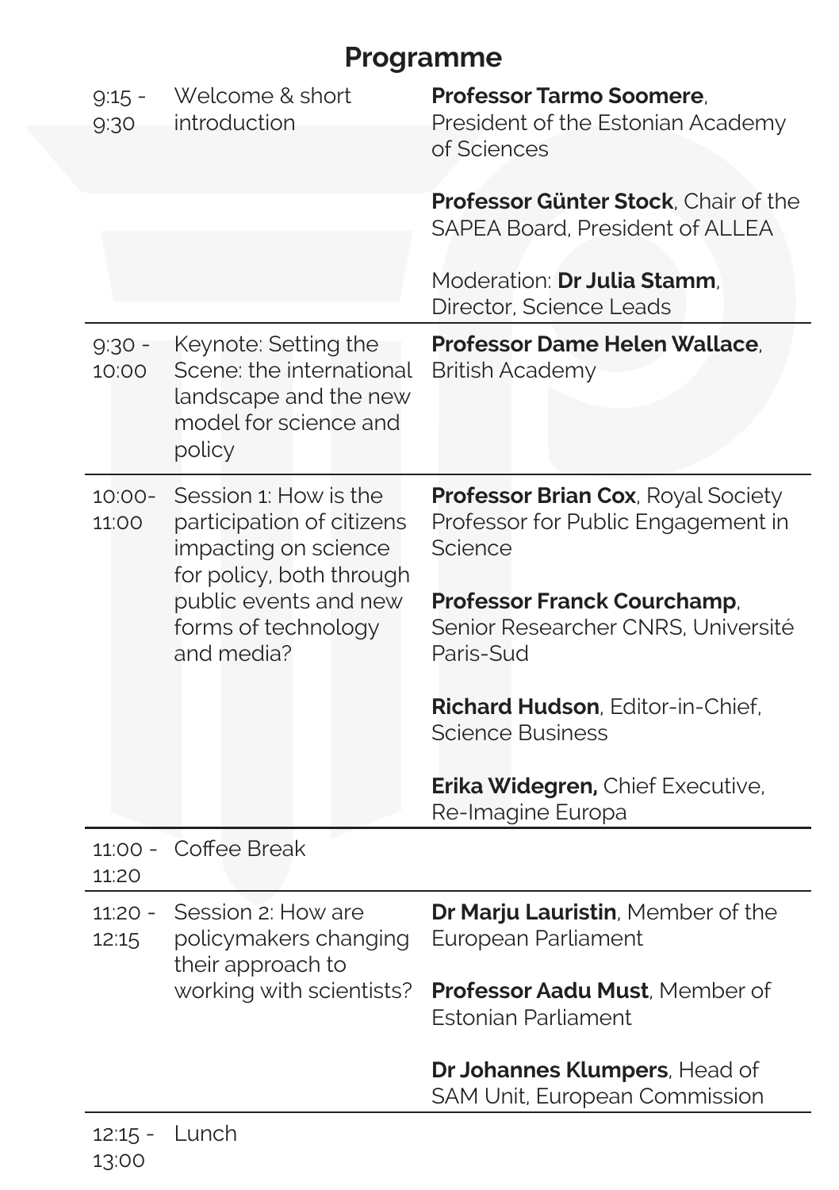# Programme

| Time | Session | Speakers |
|---|---|---|
| 9:15 - 9:30 | Welcome & short introduction | **Professor Tarmo Soomere**, President of the Estonian Academy of Sciences<br><br>**Professor Günter Stock**, Chair of the SAPEA Board, President of ALLEA<br><br>Moderation: **Dr Julia Stamm**, Director, Science Leads |
| 9:30 - 10:00 | Keynote: Setting the Scene: the international landscape and the new model for science and policy | **Professor Dame Helen Wallace**, British Academy |
| 10:00- 11:00 | Session 1: How is the participation of citizens impacting on science for policy, both through public events and new forms of technology and media? | **Professor Brian Cox**, Royal Society Professor for Public Engagement in Science<br><br>**Professor Franck Courchamp**, Senior Researcher CNRS, Université Paris-Sud<br><br>**Richard Hudson**, Editor-in-Chief, Science Business<br><br>**Erika Widegren,** Chief Executive, Re-Imagine Europa |
| 11:00 - 11:20 | Coffee Break | |
| 11:20 - 12:15 | Session 2: How are policymakers changing their approach to working with scientists? | **Dr Marju Lauristin**, Member of the European Parliament<br><br>**Professor Aadu Must**, Member of Estonian Parliament<br><br>**Dr Johannes Klumpers**, Head of SAM Unit, European Commission |
| 12:15 - 13:00 | Lunch | |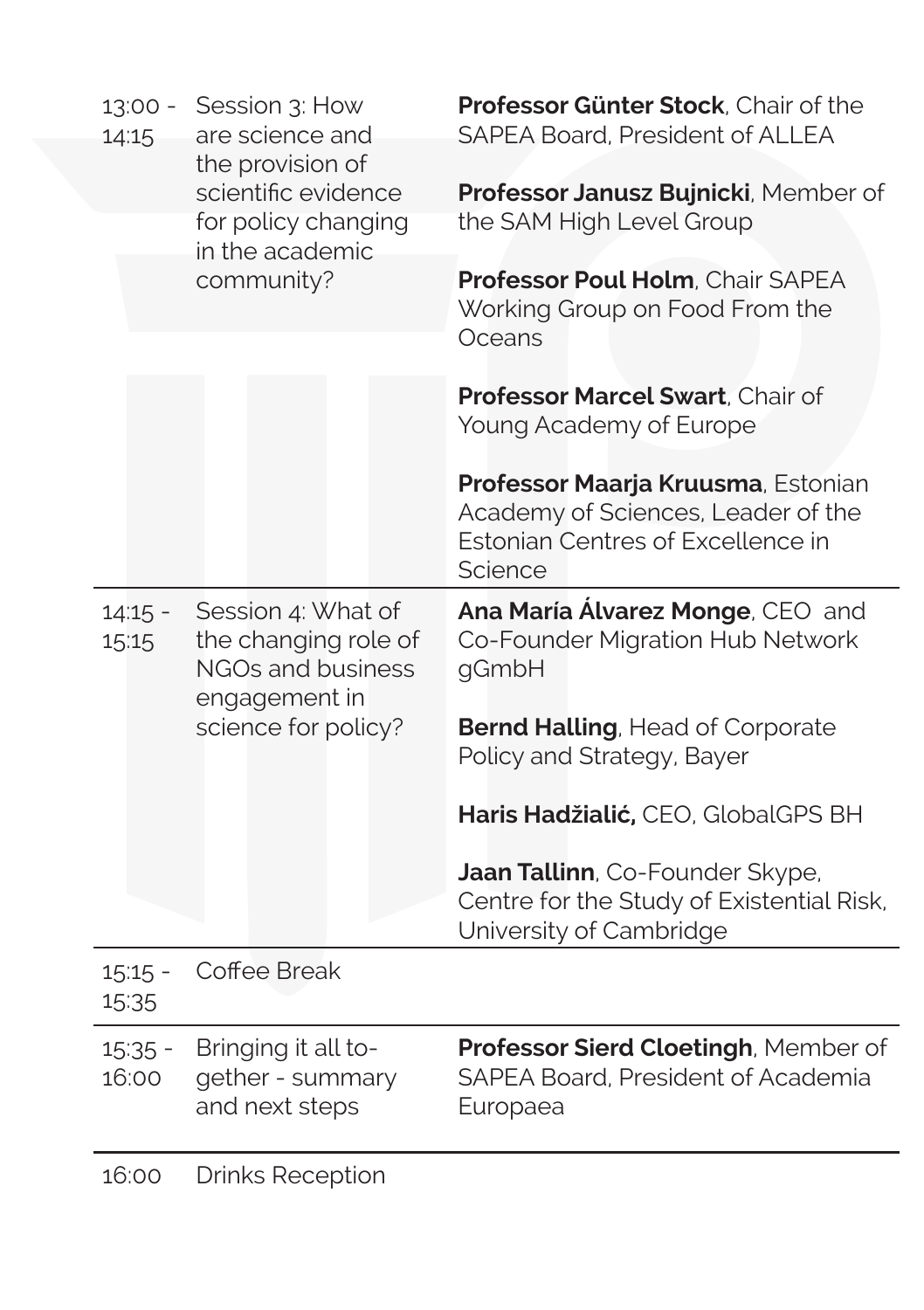| | | |
|---|---|---|
| 13:00 - 14:15 | Session 3: How are science and the provision of scientific evidence for policy changing in the academic community? | **Professor Günter Stock**, Chair of the SAPEA Board, President of ALLEA<br><br>**Professor Janusz Bujnicki**, Member of the SAM High Level Group<br><br>**Professor Poul Holm**, Chair SAPEA Working Group on Food From the Oceans<br><br>**Professor Marcel Swart**, Chair of Young Academy of Europe<br><br>**Professor Maarja Kruusma**, Estonian Academy of Sciences, Leader of the Estonian Centres of Excellence in Science |
| 14:15 - 15:15 | Session 4: What of the changing role of NGOs and business engagement in science for policy? | **Ana María Álvarez Monge**, CEO and Co-Founder Migration Hub Network gGmbH<br><br>**Bernd Halling**, Head of Corporate Policy and Strategy, Bayer<br><br>**Haris Hadžialić,** CEO, GlobalGPS BH<br><br>**Jaan Tallinn**, Co-Founder Skype, Centre for the Study of Existential Risk, University of Cambridge |
| 15:15 - 15:35 | Coffee Break | |
| 15:35 - 16:00 | Bringing it all together - summary and next steps | **Professor Sierd Cloetingh**, Member of SAPEA Board, President of Academia Europaea |
| 16:00 | Drinks Reception | |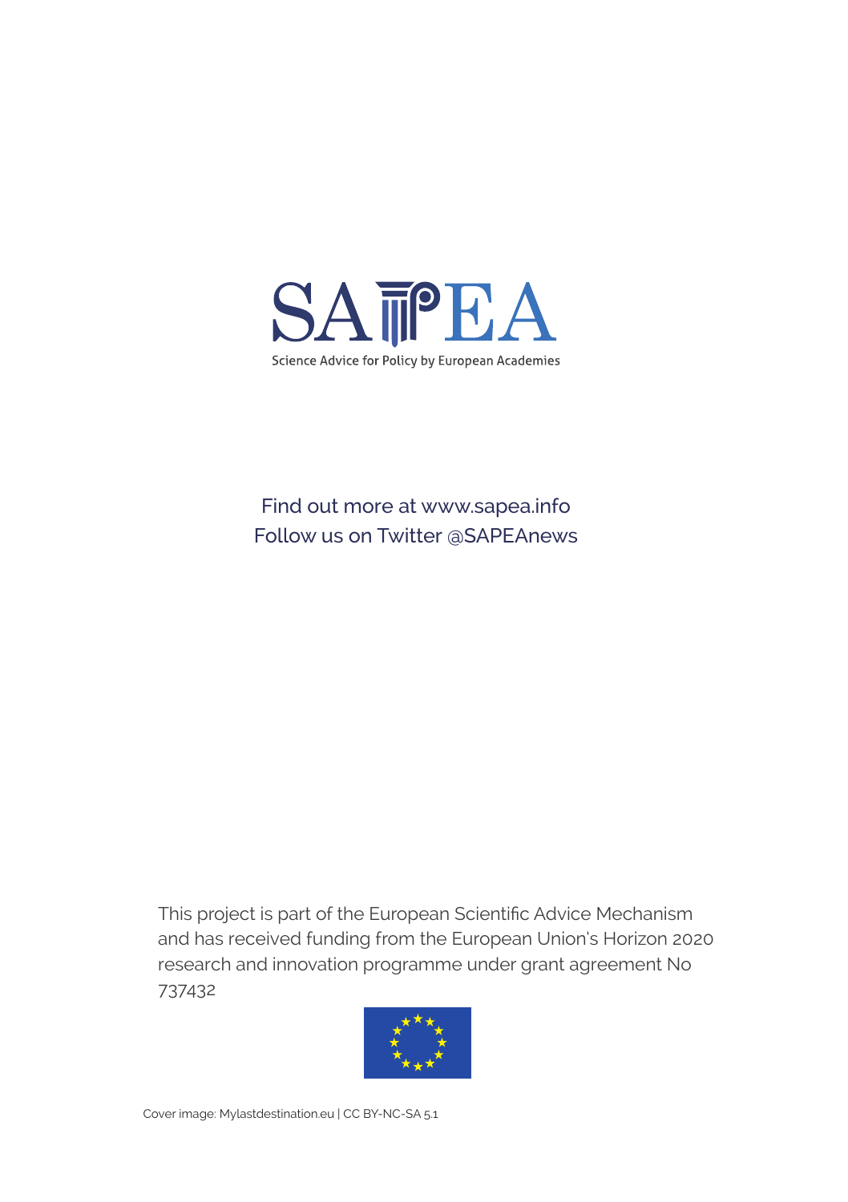SAPEA

Science Advice for Policy by European Academies

Find out more at www.sapea.info
Follow us on Twitter @SAPEAnews

This project is part of the European Scientific Advice Mechanism and has received funding from the European Union's Horizon 2020 research and innovation programme under grant agreement No 737432

Cover image: Mylastdestination.eu | CC BY-NC-SA 5.1